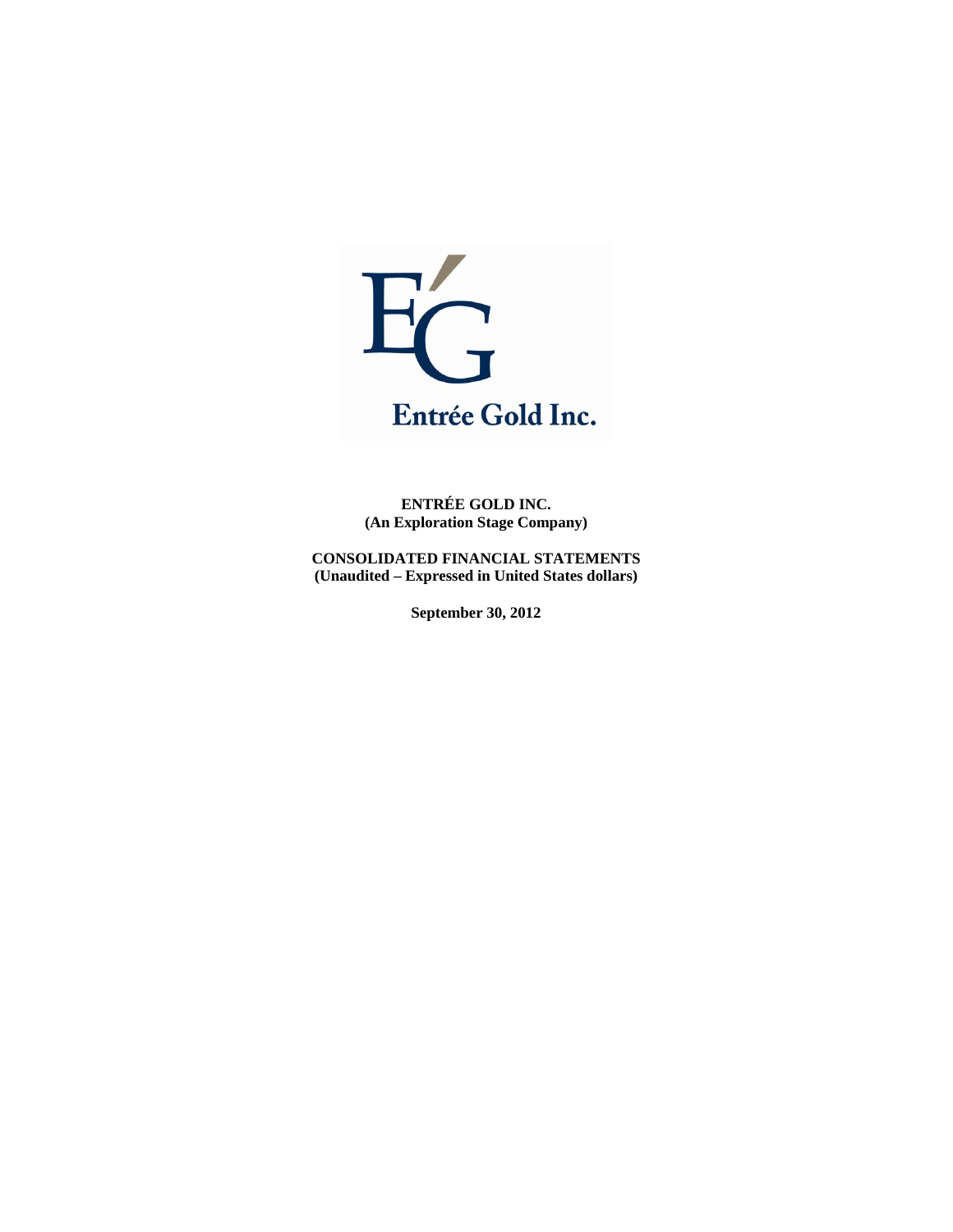**ENTRÉE GOLD INC.**
**(An Exploration Stage Company)**

**CONSOLIDATED FINANCIAL STATEMENTS**
**(Unaudited – Expressed in United States dollars)**

**September 30, 2012**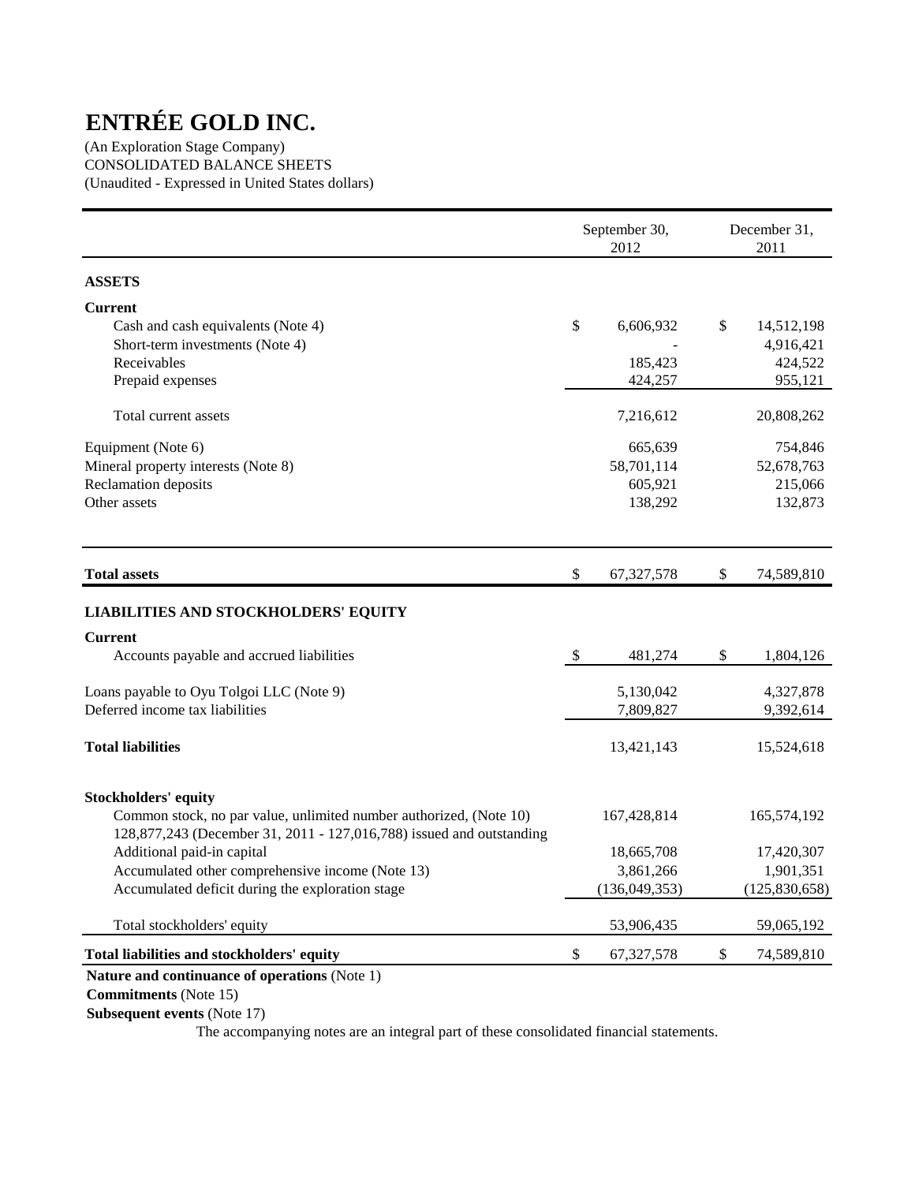# ENTRÉE GOLD INC.

(An Exploration Stage Company)
CONSOLIDATED BALANCE SHEETS
(Unaudited - Expressed in United States dollars)

| | September 30, 2012 | December 31, 2011 |
|---|---|---|
| **ASSETS** | | |
| **Current** | | |
| Cash and cash equivalents (Note 4) | $ 6,606,932 | $ 14,512,198 |
| Short-term investments (Note 4) | - | 4,916,421 |
| Receivables | 185,423 | 424,522 |
| Prepaid expenses | 424,257 | 955,121 |
| Total current assets | 7,216,612 | 20,808,262 |
| Equipment (Note 6) | 665,639 | 754,846 |
| Mineral property interests (Note 8) | 58,701,114 | 52,678,763 |
| Reclamation deposits | 605,921 | 215,066 |
| Other assets | 138,292 | 132,873 |
| **Total assets** | $ 67,327,578 | $ 74,589,810 |
| **LIABILITIES AND STOCKHOLDERS' EQUITY** | | |
| **Current** | | |
| Accounts payable and accrued liabilities | $ 481,274 | $ 1,804,126 |
| Loans payable to Oyu Tolgoi LLC (Note 9) | 5,130,042 | 4,327,878 |
| Deferred income tax liabilities | 7,809,827 | 9,392,614 |
| **Total liabilities** | 13,421,143 | 15,524,618 |
| **Stockholders' equity** | | |
| Common stock, no par value, unlimited number authorized, (Note 10) 128,877,243 (December 31, 2011 - 127,016,788) issued and outstanding | 167,428,814 | 165,574,192 |
| Additional paid-in capital | 18,665,708 | 17,420,307 |
| Accumulated other comprehensive income (Note 13) | 3,861,266 | 1,901,351 |
| Accumulated deficit during the exploration stage | (136,049,353) | (125,830,658) |
| Total stockholders' equity | 53,906,435 | 59,065,192 |
| **Total liabilities and stockholders' equity** | $ 67,327,578 | $ 74,589,810 |

**Nature and continuance of operations** (Note 1)
**Commitments** (Note 15)
**Subsequent events** (Note 17)

The accompanying notes are an integral part of these consolidated financial statements.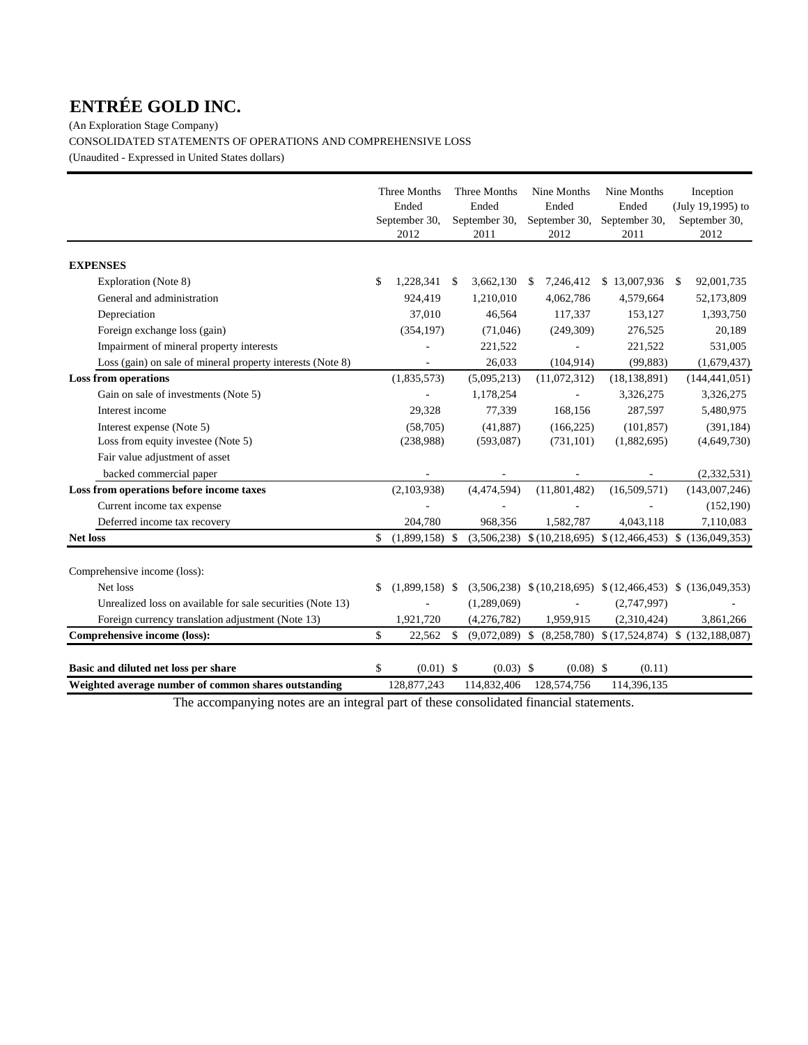# ENTRÉE GOLD INC.

(An Exploration Stage Company)

CONSOLIDATED STATEMENTS OF OPERATIONS AND COMPREHENSIVE LOSS

(Unaudited - Expressed in United States dollars)

| | Three Months Ended September 30, 2012 | Three Months Ended September 30, 2011 | Nine Months Ended September 30, 2012 | Nine Months Ended September 30, 2011 | Inception (July 19,1995) to September 30, 2012 |
|---|---|---|---|---|---|
| **EXPENSES** | | | | | |
| Exploration (Note 8) | $ 1,228,341 | $ 3,662,130 | $ 7,246,412 | $ 13,007,936 | $ 92,001,735 |
| General and administration | 924,419 | 1,210,010 | 4,062,786 | 4,579,664 | 52,173,809 |
| Depreciation | 37,010 | 46,564 | 117,337 | 153,127 | 1,393,750 |
| Foreign exchange loss (gain) | (354,197) | (71,046) | (249,309) | 276,525 | 20,189 |
| Impairment of mineral property interests | - | 221,522 | - | 221,522 | 531,005 |
| Loss (gain) on sale of mineral property interests (Note 8) | - | 26,033 | (104,914) | (99,883) | (1,679,437) |
| **Loss from operations** | (1,835,573) | (5,095,213) | (11,072,312) | (18,138,891) | (144,441,051) |
| Gain on sale of investments (Note 5) | - | 1,178,254 | - | 3,326,275 | 3,326,275 |
| Interest income | 29,328 | 77,339 | 168,156 | 287,597 | 5,480,975 |
| Interest expense (Note 5) | (58,705) | (41,887) | (166,225) | (101,857) | (391,184) |
| Loss from equity investee (Note 5) | (238,988) | (593,087) | (731,101) | (1,882,695) | (4,649,730) |
| Fair value adjustment of asset backed commercial paper | - | - | - | - | (2,332,531) |
| **Loss from operations before income taxes** | (2,103,938) | (4,474,594) | (11,801,482) | (16,509,571) | (143,007,246) |
| Current income tax expense | - | - | - | - | (152,190) |
| Deferred income tax recovery | 204,780 | 968,356 | 1,582,787 | 4,043,118 | 7,110,083 |
| **Net loss** | $ (1,899,158) | $ (3,506,238) | $ (10,218,695) | $ (12,466,453) | $ (136,049,353) |
| | | | | | |
| Comprehensive income (loss): | | | | | |
| Net loss | $ (1,899,158) | $ (3,506,238) | $ (10,218,695) | $ (12,466,453) | $ (136,049,353) |
| Unrealized loss on available for sale securities (Note 13) | - | (1,289,069) | - | (2,747,997) | - |
| Foreign currency translation adjustment (Note 13) | 1,921,720 | (4,276,782) | 1,959,915 | (2,310,424) | 3,861,266 |
| **Comprehensive income (loss):** | $ 22,562 | $ (9,072,089) | $ (8,258,780) | $ (17,524,874) | $ (132,188,087) |
| | | | | | |
| **Basic and diluted net loss per share** | $ (0.01) | $ (0.03) | $ (0.08) | $ (0.11) | |
| **Weighted average number of common shares outstanding** | 128,877,243 | 114,832,406 | 128,574,756 | 114,396,135 | |

The accompanying notes are an integral part of these consolidated financial statements.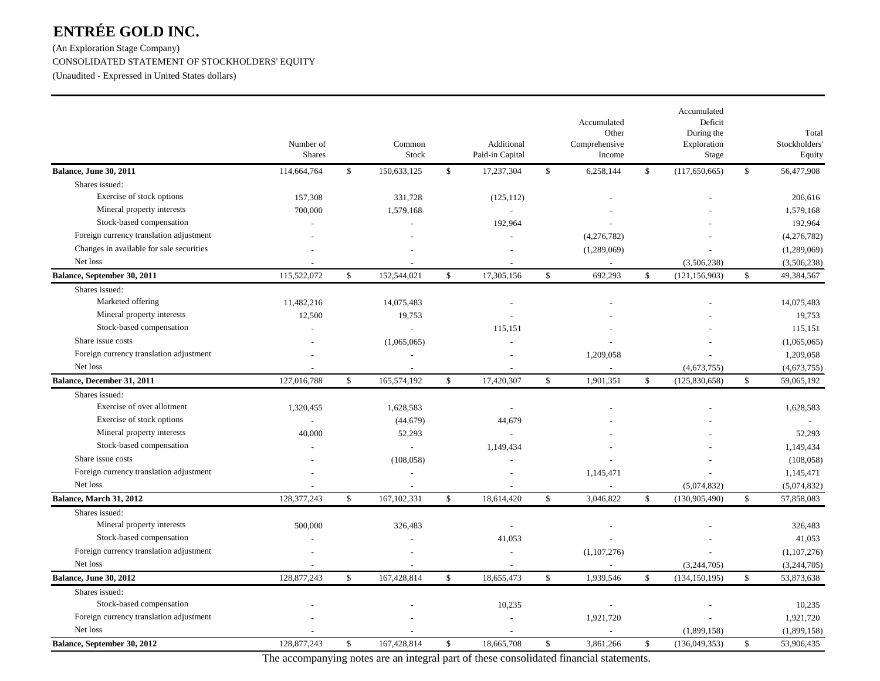# ENTRÉE GOLD INC.

(An Exploration Stage Company)

CONSOLIDATED STATEMENT OF STOCKHOLDERS' EQUITY

(Unaudited - Expressed in United States dollars)

| | Number of Shares | Common Stock | Additional Paid-in Capital | Accumulated Other Comprehensive Income | Accumulated Deficit During the Exploration Stage | Total Stockholders' Equity |
|---|---|---|---|---|---|---|
| **Balance, June 30, 2011** | 114,664,764 | $ 150,633,125 | $ 17,237,304 | $ 6,258,144 | $ (117,650,665) | $ 56,477,908 |
| Shares issued: | | | | | | |
| Exercise of stock options | 157,308 | 331,728 | (125,112) | - | - | 206,616 |
| Mineral property interests | 700,000 | 1,579,168 | - | - | - | 1,579,168 |
| Stock-based compensation | - | - | 192,964 | - | - | 192,964 |
| Foreign currency translation adjustment | - | - | - | (4,276,782) | - | (4,276,782) |
| Changes in available for sale securities | - | - | - | (1,289,069) | - | (1,289,069) |
| Net loss | - | - | - | - | (3,506,238) | (3,506,238) |
| **Balance, September 30, 2011** | 115,522,072 | $ 152,544,021 | $ 17,305,156 | $ 692,293 | $ (121,156,903) | $ 49,384,567 |
| Shares issued: | | | | | | |
| Marketed offering | 11,482,216 | 14,075,483 | - | - | - | 14,075,483 |
| Mineral property interests | 12,500 | 19,753 | - | - | - | 19,753 |
| Stock-based compensation | - | - | 115,151 | - | - | 115,151 |
| Share issue costs | - | (1,065,065) | - | - | - | (1,065,065) |
| Foreign currency translation adjustment | - | - | - | 1,209,058 | - | 1,209,058 |
| Net loss | - | - | - | - | (4,673,755) | (4,673,755) |
| **Balance, December 31, 2011** | 127,016,788 | $ 165,574,192 | $ 17,420,307 | $ 1,901,351 | $ (125,830,658) | $ 59,065,192 |
| Shares issued: | | | | | | |
| Exercise of over allotment | 1,320,455 | 1,628,583 | - | - | - | 1,628,583 |
| Exercise of stock options | - | (44,679) | 44,679 | - | - | - |
| Mineral property interests | 40,000 | 52,293 | - | - | - | 52,293 |
| Stock-based compensation | - | - | 1,149,434 | - | - | 1,149,434 |
| Share issue costs | - | (108,058) | - | - | - | (108,058) |
| Foreign currency translation adjustment | - | - | - | 1,145,471 | - | 1,145,471 |
| Net loss | - | - | - | - | (5,074,832) | (5,074,832) |
| **Balance, March 31, 2012** | 128,377,243 | $ 167,102,331 | $ 18,614,420 | $ 3,046,822 | $ (130,905,490) | $ 57,858,083 |
| Shares issued: | | | | | | |
| Mineral property interests | 500,000 | 326,483 | - | - | - | 326,483 |
| Stock-based compensation | - | - | 41,053 | - | - | 41,053 |
| Foreign currency translation adjustment | - | - | - | (1,107,276) | - | (1,107,276) |
| Net loss | - | - | - | - | (3,244,705) | (3,244,705) |
| **Balance, June 30, 2012** | 128,877,243 | $ 167,428,814 | $ 18,655,473 | $ 1,939,546 | $ (134,150,195) | $ 53,873,638 |
| Shares issued: | | | | | | |
| Stock-based compensation | - | - | 10,235 | - | - | 10,235 |
| Foreign currency translation adjustment | - | - | - | 1,921,720 | - | 1,921,720 |
| Net loss | - | - | - | - | (1,899,158) | (1,899,158) |
| **Balance, September 30, 2012** | 128,877,243 | $ 167,428,814 | $ 18,665,708 | $ 3,861,266 | $ (136,049,353) | $ 53,906,435 |

The accompanying notes are an integral part of these consolidated financial statements.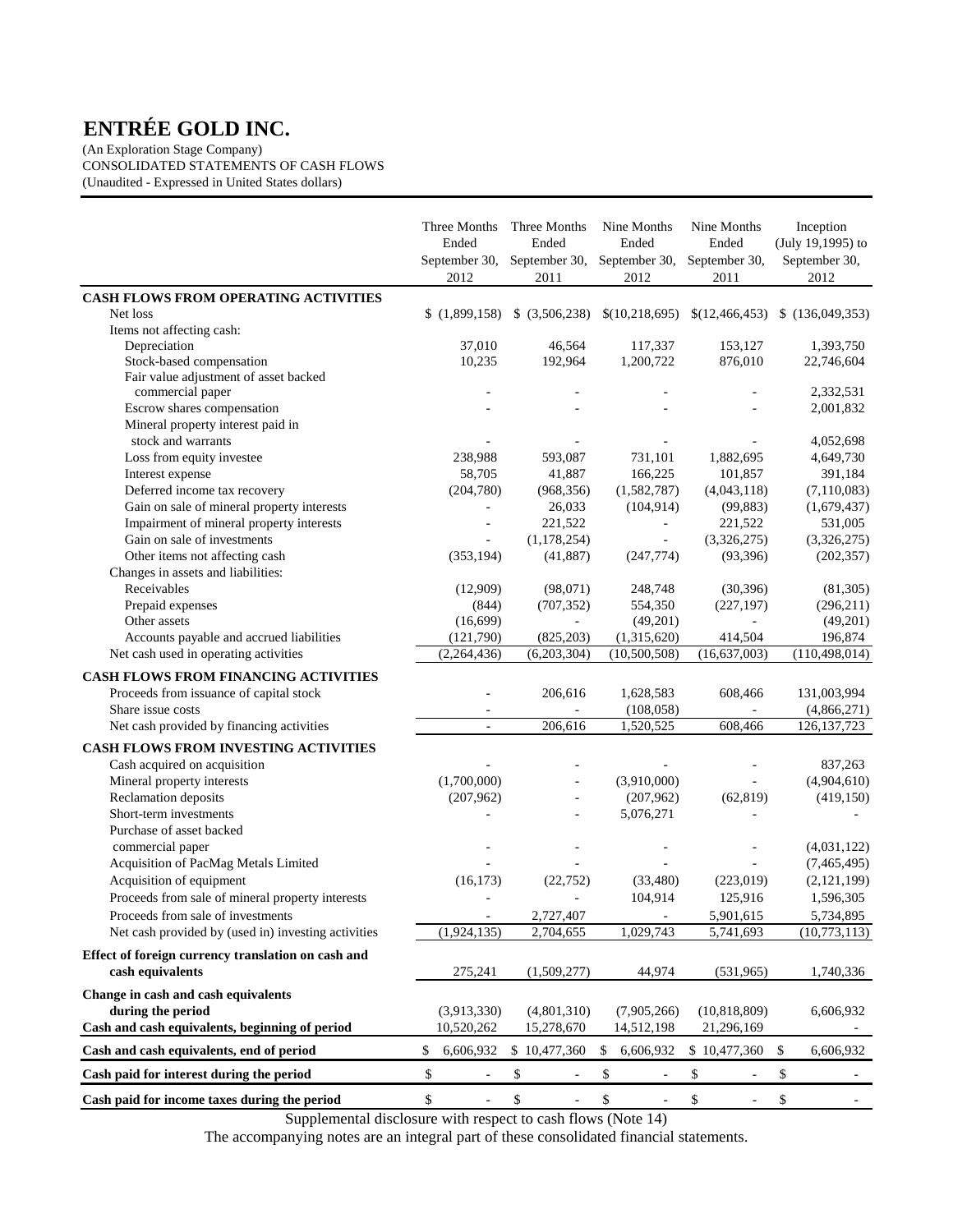# ENTRÉE GOLD INC.

(An Exploration Stage Company)
CONSOLIDATED STATEMENTS OF CASH FLOWS
(Unaudited - Expressed in United States dollars)

| | Three Months Ended September 30, 2012 | Three Months Ended September 30, 2011 | Nine Months Ended September 30, 2012 | Nine Months Ended September 30, 2011 | Inception (July 19,1995) to September 30, 2012 |
|---|---|---|---|---|---|
| **CASH FLOWS FROM OPERATING ACTIVITIES** | | | | | |
| Net loss | $ (1,899,158) | $ (3,506,238) | $(10,218,695) | $(12,466,453) | $ (136,049,353) |
| Items not affecting cash: | | | | | |
| Depreciation | 37,010 | 46,564 | 117,337 | 153,127 | 1,393,750 |
| Stock-based compensation | 10,235 | 192,964 | 1,200,722 | 876,010 | 22,746,604 |
| Fair value adjustment of asset backed commercial paper | - | - | - | - | 2,332,531 |
| Escrow shares compensation | - | - | - | - | 2,001,832 |
| Mineral property interest paid in stock and warrants | - | - | - | - | 4,052,698 |
| Loss from equity investee | 238,988 | 593,087 | 731,101 | 1,882,695 | 4,649,730 |
| Interest expense | 58,705 | 41,887 | 166,225 | 101,857 | 391,184 |
| Deferred income tax recovery | (204,780) | (968,356) | (1,582,787) | (4,043,118) | (7,110,083) |
| Gain on sale of mineral property interests | - | 26,033 | (104,914) | (99,883) | (1,679,437) |
| Impairment of mineral property interests | - | 221,522 | - | 221,522 | 531,005 |
| Gain on sale of investments | - | (1,178,254) | - | (3,326,275) | (3,326,275) |
| Other items not affecting cash | (353,194) | (41,887) | (247,774) | (93,396) | (202,357) |
| Changes in assets and liabilities: | | | | | |
| Receivables | (12,909) | (98,071) | 248,748 | (30,396) | (81,305) |
| Prepaid expenses | (844) | (707,352) | 554,350 | (227,197) | (296,211) |
| Other assets | (16,699) | - | (49,201) | - | (49,201) |
| Accounts payable and accrued liabilities | (121,790) | (825,203) | (1,315,620) | 414,504 | 196,874 |
| Net cash used in operating activities | (2,264,436) | (6,203,304) | (10,500,508) | (16,637,003) | (110,498,014) |
| **CASH FLOWS FROM FINANCING ACTIVITIES** | | | | | |
| Proceeds from issuance of capital stock | - | 206,616 | 1,628,583 | 608,466 | 131,003,994 |
| Share issue costs | - | - | (108,058) | - | (4,866,271) |
| Net cash provided by financing activities | - | 206,616 | 1,520,525 | 608,466 | 126,137,723 |
| **CASH FLOWS FROM INVESTING ACTIVITIES** | | | | | |
| Cash acquired on acquisition | - | - | - | - | 837,263 |
| Mineral property interests | (1,700,000) | - | (3,910,000) | - | (4,904,610) |
| Reclamation deposits | (207,962) | - | (207,962) | (62,819) | (419,150) |
| Short-term investments | - | - | 5,076,271 | - | - |
| Purchase of asset backed commercial paper | - | - | - | - | (4,031,122) |
| Acquisition of PacMag Metals Limited | - | - | - | - | (7,465,495) |
| Acquisition of equipment | (16,173) | (22,752) | (33,480) | (223,019) | (2,121,199) |
| Proceeds from sale of mineral property interests | - | - | 104,914 | 125,916 | 1,596,305 |
| Proceeds from sale of investments | - | 2,727,407 | - | 5,901,615 | 5,734,895 |
| Net cash provided by (used in) investing activities | (1,924,135) | 2,704,655 | 1,029,743 | 5,741,693 | (10,773,113) |
| **Effect of foreign currency translation on cash and cash equivalents** | 275,241 | (1,509,277) | 44,974 | (531,965) | 1,740,336 |
| **Change in cash and cash equivalents during the period** | (3,913,330) | (4,801,310) | (7,905,266) | (10,818,809) | 6,606,932 |
| **Cash and cash equivalents, beginning of period** | 10,520,262 | 15,278,670 | 14,512,198 | 21,296,169 | - |
| **Cash and cash equivalents, end of period** | $ 6,606,932 | $ 10,477,360 | $ 6,606,932 | $ 10,477,360 | $ 6,606,932 |
| **Cash paid for interest during the period** | $ - | $ - | $ - | $ - | $ - |
| **Cash paid for income taxes during the period** | $ - | $ - | $ - | $ - | $ - |

Supplemental disclosure with respect to cash flows (Note 14)

The accompanying notes are an integral part of these consolidated financial statements.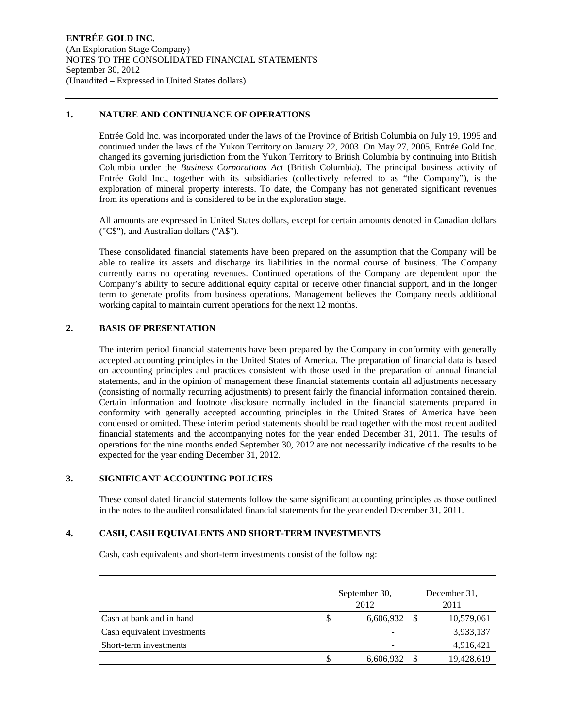**ENTRÉE GOLD INC.**
(An Exploration Stage Company)
NOTES TO THE CONSOLIDATED FINANCIAL STATEMENTS
September 30, 2012
(Unaudited – Expressed in United States dollars)

## 1. NATURE AND CONTINUANCE OF OPERATIONS

Entrée Gold Inc. was incorporated under the laws of the Province of British Columbia on July 19, 1995 and continued under the laws of the Yukon Territory on January 22, 2003. On May 27, 2005, Entrée Gold Inc. changed its governing jurisdiction from the Yukon Territory to British Columbia by continuing into British Columbia under the *Business Corporations Act* (British Columbia). The principal business activity of Entrée Gold Inc., together with its subsidiaries (collectively referred to as "the Company"), is the exploration of mineral property interests. To date, the Company has not generated significant revenues from its operations and is considered to be in the exploration stage.

All amounts are expressed in United States dollars, except for certain amounts denoted in Canadian dollars ("C$"), and Australian dollars ("A$").

These consolidated financial statements have been prepared on the assumption that the Company will be able to realize its assets and discharge its liabilities in the normal course of business. The Company currently earns no operating revenues. Continued operations of the Company are dependent upon the Company's ability to secure additional equity capital or receive other financial support, and in the longer term to generate profits from business operations. Management believes the Company needs additional working capital to maintain current operations for the next 12 months.

## 2. BASIS OF PRESENTATION

The interim period financial statements have been prepared by the Company in conformity with generally accepted accounting principles in the United States of America. The preparation of financial data is based on accounting principles and practices consistent with those used in the preparation of annual financial statements, and in the opinion of management these financial statements contain all adjustments necessary (consisting of normally recurring adjustments) to present fairly the financial information contained therein. Certain information and footnote disclosure normally included in the financial statements prepared in conformity with generally accepted accounting principles in the United States of America have been condensed or omitted. These interim period statements should be read together with the most recent audited financial statements and the accompanying notes for the year ended December 31, 2011. The results of operations for the nine months ended September 30, 2012 are not necessarily indicative of the results to be expected for the year ending December 31, 2012.

## 3. SIGNIFICANT ACCOUNTING POLICIES

These consolidated financial statements follow the same significant accounting principles as those outlined in the notes to the audited consolidated financial statements for the year ended December 31, 2011.

## 4. CASH, CASH EQUIVALENTS AND SHORT-TERM INVESTMENTS

Cash, cash equivalents and short-term investments consist of the following:

| | September 30, 2012 | December 31, 2011 |
|---|---|---|
| Cash at bank and in hand | $ 6,606,932 | $ 10,579,061 |
| Cash equivalent investments | - | 3,933,137 |
| Short-term investments | - | 4,916,421 |
| | $ 6,606,932 | $ 19,428,619 |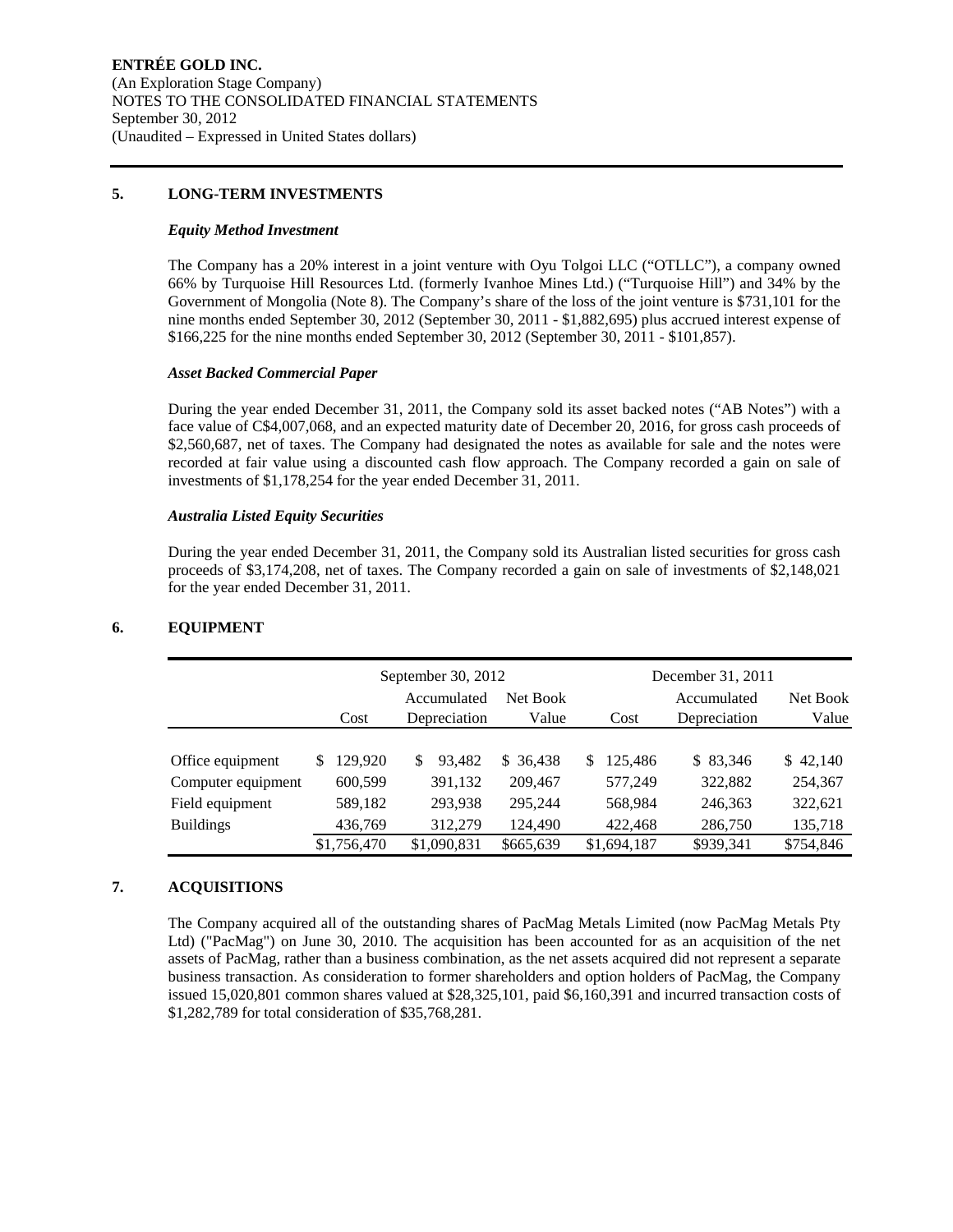## 5. LONG-TERM INVESTMENTS

### *Equity Method Investment*

The Company has a 20% interest in a joint venture with Oyu Tolgoi LLC ("OTLLC"), a company owned 66% by Turquoise Hill Resources Ltd. (formerly Ivanhoe Mines Ltd.) ("Turquoise Hill") and 34% by the Government of Mongolia (Note 8). The Company's share of the loss of the joint venture is $731,101 for the nine months ended September 30, 2012 (September 30, 2011 - $1,882,695) plus accrued interest expense of $166,225 for the nine months ended September 30, 2012 (September 30, 2011 - $101,857).

### *Asset Backed Commercial Paper*

During the year ended December 31, 2011, the Company sold its asset backed notes ("AB Notes") with a face value of C$4,007,068, and an expected maturity date of December 20, 2016, for gross cash proceeds of $2,560,687, net of taxes. The Company had designated the notes as available for sale and the notes were recorded at fair value using a discounted cash flow approach. The Company recorded a gain on sale of investments of $1,178,254 for the year ended December 31, 2011.

### *Australia Listed Equity Securities*

During the year ended December 31, 2011, the Company sold its Australian listed securities for gross cash proceeds of $3,174,208, net of taxes. The Company recorded a gain on sale of investments of $2,148,021 for the year ended December 31, 2011.

## 6. EQUIPMENT

| | September 30, 2012 | | | December 31, 2011 | | |
|---|---|---|---|---|---|---|
| | Cost | Accumulated Depreciation | Net Book Value | Cost | Accumulated Depreciation | Net Book Value |
| Office equipment | $ 129,920 | $ 93,482 | $ 36,438 | $ 125,486 | $ 83,346 | $ 42,140 |
| Computer equipment | 600,599 | 391,132 | 209,467 | 577,249 | 322,882 | 254,367 |
| Field equipment | 589,182 | 293,938 | 295,244 | 568,984 | 246,363 | 322,621 |
| Buildings | 436,769 | 312,279 | 124,490 | 422,468 | 286,750 | 135,718 |
| | $1,756,470 | $1,090,831 | $665,639 | $1,694,187 | $939,341 | $754,846 |

## 7. ACQUISITIONS

The Company acquired all of the outstanding shares of PacMag Metals Limited (now PacMag Metals Pty Ltd) ("PacMag") on June 30, 2010. The acquisition has been accounted for as an acquisition of the net assets of PacMag, rather than a business combination, as the net assets acquired did not represent a separate business transaction. As consideration to former shareholders and option holders of PacMag, the Company issued 15,020,801 common shares valued at $28,325,101, paid $6,160,391 and incurred transaction costs of $1,282,789 for total consideration of $35,768,281.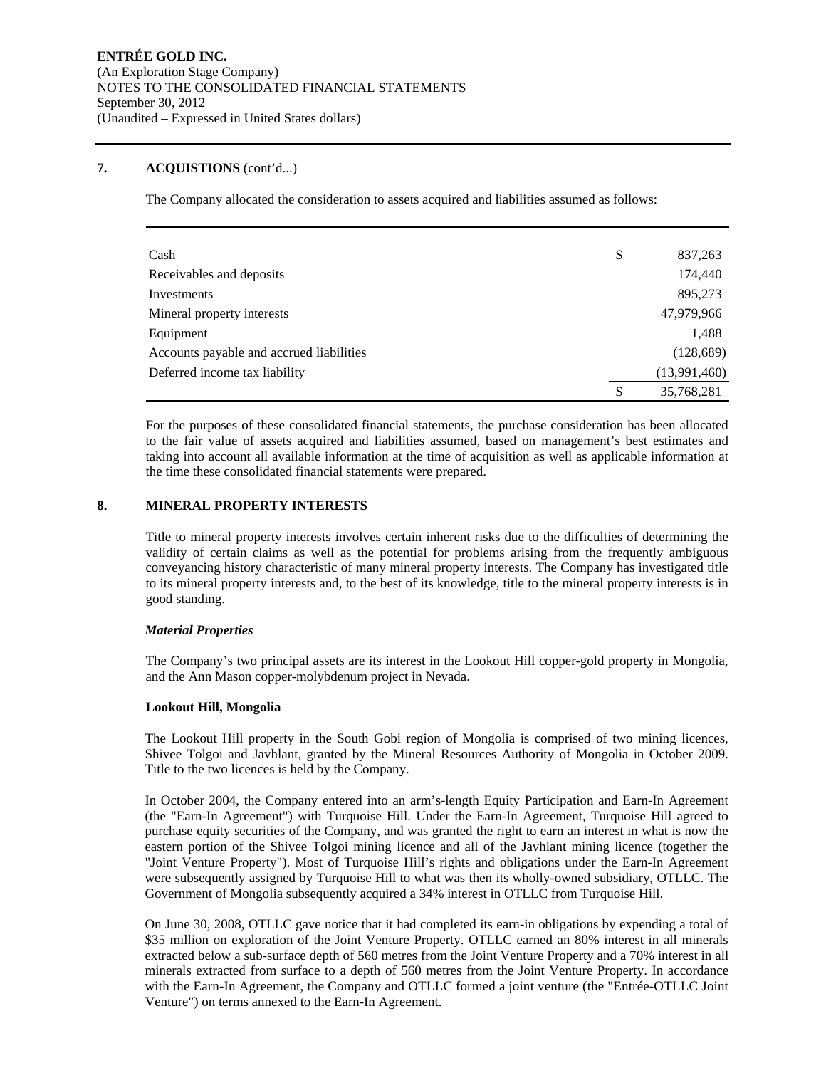## 7. ACQUISTIONS (cont'd...)

The Company allocated the consideration to assets acquired and liabilities assumed as follows:

| | | |
|---|---|---|
| Cash | $ | 837,263 |
| Receivables and deposits | | 174,440 |
| Investments | | 895,273 |
| Mineral property interests | | 47,979,966 |
| Equipment | | 1,488 |
| Accounts payable and accrued liabilities | | (128,689) |
| Deferred income tax liability | | (13,991,460) |
| | $ | 35,768,281 |

For the purposes of these consolidated financial statements, the purchase consideration has been allocated to the fair value of assets acquired and liabilities assumed, based on management's best estimates and taking into account all available information at the time of acquisition as well as applicable information at the time these consolidated financial statements were prepared.

## 8. MINERAL PROPERTY INTERESTS

Title to mineral property interests involves certain inherent risks due to the difficulties of determining the validity of certain claims as well as the potential for problems arising from the frequently ambiguous conveyancing history characteristic of many mineral property interests. The Company has investigated title to its mineral property interests and, to the best of its knowledge, title to the mineral property interests is in good standing.

### *Material Properties*

The Company's two principal assets are its interest in the Lookout Hill copper-gold property in Mongolia, and the Ann Mason copper-molybdenum project in Nevada.

**Lookout Hill, Mongolia**

The Lookout Hill property in the South Gobi region of Mongolia is comprised of two mining licences, Shivee Tolgoi and Javhlant, granted by the Mineral Resources Authority of Mongolia in October 2009. Title to the two licences is held by the Company.

In October 2004, the Company entered into an arm's-length Equity Participation and Earn-In Agreement (the "Earn-In Agreement") with Turquoise Hill. Under the Earn-In Agreement, Turquoise Hill agreed to purchase equity securities of the Company, and was granted the right to earn an interest in what is now the eastern portion of the Shivee Tolgoi mining licence and all of the Javhlant mining licence (together the "Joint Venture Property"). Most of Turquoise Hill's rights and obligations under the Earn-In Agreement were subsequently assigned by Turquoise Hill to what was then its wholly-owned subsidiary, OTLLC. The Government of Mongolia subsequently acquired a 34% interest in OTLLC from Turquoise Hill.

On June 30, 2008, OTLLC gave notice that it had completed its earn-in obligations by expending a total of $35 million on exploration of the Joint Venture Property. OTLLC earned an 80% interest in all minerals extracted below a sub-surface depth of 560 metres from the Joint Venture Property and a 70% interest in all minerals extracted from surface to a depth of 560 metres from the Joint Venture Property. In accordance with the Earn-In Agreement, the Company and OTLLC formed a joint venture (the "Entrée-OTLLC Joint Venture") on terms annexed to the Earn-In Agreement.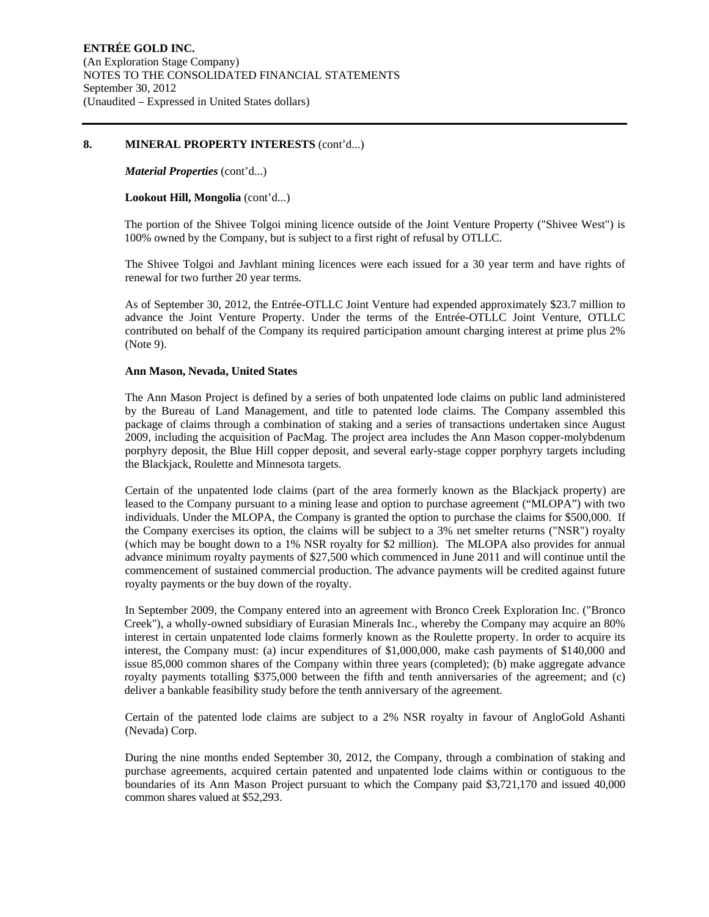## 8. MINERAL PROPERTY INTERESTS (cont'd...)

***Material Properties*** (cont'd...)

**Lookout Hill, Mongolia** (cont'd...)

The portion of the Shivee Tolgoi mining licence outside of the Joint Venture Property ("Shivee West") is 100% owned by the Company, but is subject to a first right of refusal by OTLLC.

The Shivee Tolgoi and Javhlant mining licences were each issued for a 30 year term and have rights of renewal for two further 20 year terms.

As of September 30, 2012, the Entrée-OTLLC Joint Venture had expended approximately $23.7 million to advance the Joint Venture Property. Under the terms of the Entrée-OTLLC Joint Venture, OTLLC contributed on behalf of the Company its required participation amount charging interest at prime plus 2% (Note 9).

**Ann Mason, Nevada, United States**

The Ann Mason Project is defined by a series of both unpatented lode claims on public land administered by the Bureau of Land Management, and title to patented lode claims. The Company assembled this package of claims through a combination of staking and a series of transactions undertaken since August 2009, including the acquisition of PacMag. The project area includes the Ann Mason copper-molybdenum porphyry deposit, the Blue Hill copper deposit, and several early-stage copper porphyry targets including the Blackjack, Roulette and Minnesota targets.

Certain of the unpatented lode claims (part of the area formerly known as the Blackjack property) are leased to the Company pursuant to a mining lease and option to purchase agreement ("MLOPA") with two individuals. Under the MLOPA, the Company is granted the option to purchase the claims for $500,000. If the Company exercises its option, the claims will be subject to a 3% net smelter returns ("NSR") royalty (which may be bought down to a 1% NSR royalty for $2 million). The MLOPA also provides for annual advance minimum royalty payments of $27,500 which commenced in June 2011 and will continue until the commencement of sustained commercial production. The advance payments will be credited against future royalty payments or the buy down of the royalty.

In September 2009, the Company entered into an agreement with Bronco Creek Exploration Inc. ("Bronco Creek"), a wholly-owned subsidiary of Eurasian Minerals Inc., whereby the Company may acquire an 80% interest in certain unpatented lode claims formerly known as the Roulette property. In order to acquire its interest, the Company must: (a) incur expenditures of $1,000,000, make cash payments of $140,000 and issue 85,000 common shares of the Company within three years (completed); (b) make aggregate advance royalty payments totalling $375,000 between the fifth and tenth anniversaries of the agreement; and (c) deliver a bankable feasibility study before the tenth anniversary of the agreement.

Certain of the patented lode claims are subject to a 2% NSR royalty in favour of AngloGold Ashanti (Nevada) Corp.

During the nine months ended September 30, 2012, the Company, through a combination of staking and purchase agreements, acquired certain patented and unpatented lode claims within or contiguous to the boundaries of its Ann Mason Project pursuant to which the Company paid $3,721,170 and issued 40,000 common shares valued at $52,293.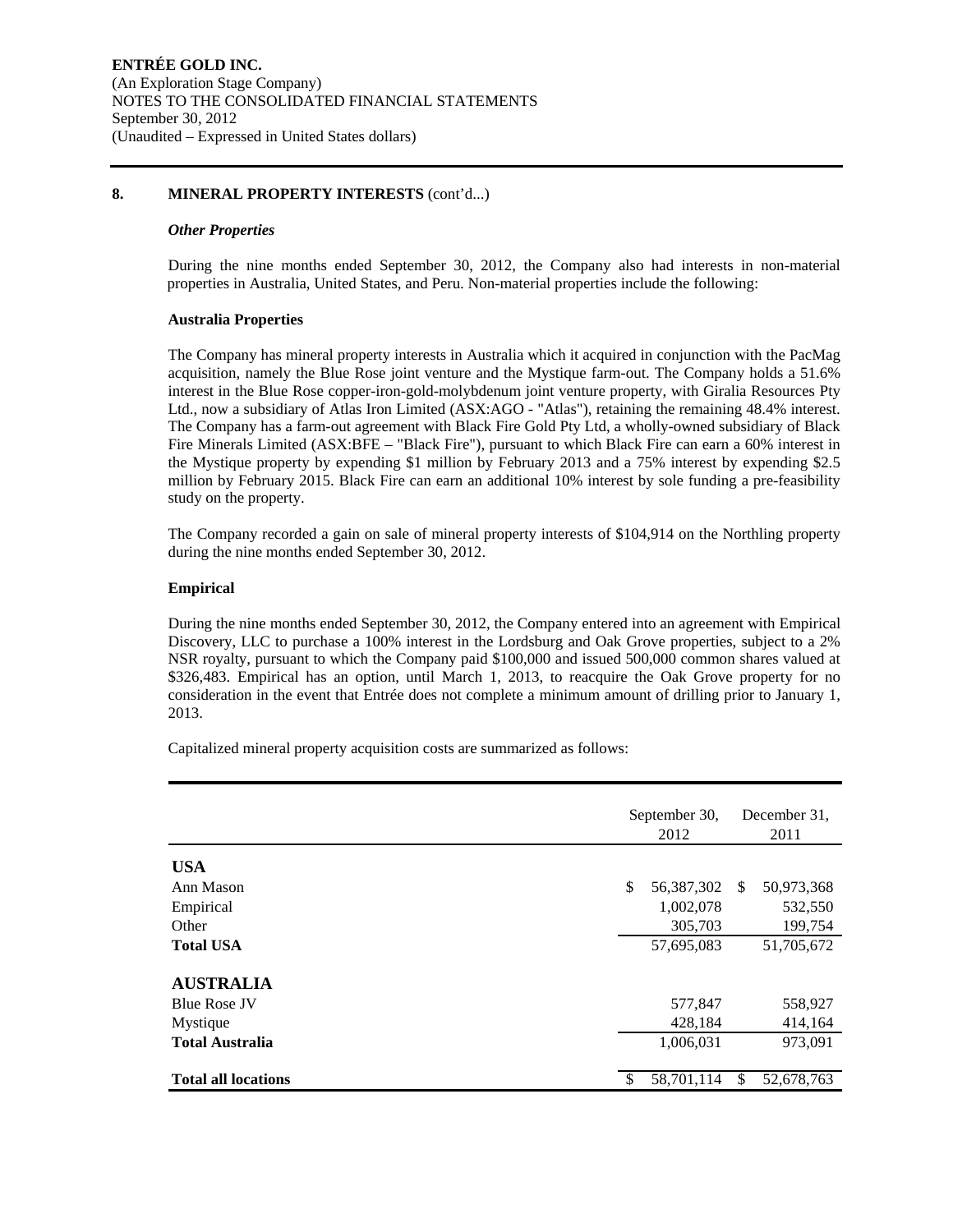## 8. MINERAL PROPERTY INTERESTS (cont'd...)

### *Other Properties*

During the nine months ended September 30, 2012, the Company also had interests in non-material properties in Australia, United States, and Peru. Non-material properties include the following:

**Australia Properties**

The Company has mineral property interests in Australia which it acquired in conjunction with the PacMag acquisition, namely the Blue Rose joint venture and the Mystique farm-out. The Company holds a 51.6% interest in the Blue Rose copper-iron-gold-molybdenum joint venture property, with Giralia Resources Pty Ltd., now a subsidiary of Atlas Iron Limited (ASX:AGO - "Atlas"), retaining the remaining 48.4% interest. The Company has a farm-out agreement with Black Fire Gold Pty Ltd, a wholly-owned subsidiary of Black Fire Minerals Limited (ASX:BFE – "Black Fire"), pursuant to which Black Fire can earn a 60% interest in the Mystique property by expending $1 million by February 2013 and a 75% interest by expending $2.5 million by February 2015. Black Fire can earn an additional 10% interest by sole funding a pre-feasibility study on the property.

The Company recorded a gain on sale of mineral property interests of $104,914 on the Northling property during the nine months ended September 30, 2012.

**Empirical**

During the nine months ended September 30, 2012, the Company entered into an agreement with Empirical Discovery, LLC to purchase a 100% interest in the Lordsburg and Oak Grove properties, subject to a 2% NSR royalty, pursuant to which the Company paid $100,000 and issued 500,000 common shares valued at $326,483. Empirical has an option, until March 1, 2013, to reacquire the Oak Grove property for no consideration in the event that Entrée does not complete a minimum amount of drilling prior to January 1, 2013.

Capitalized mineral property acquisition costs are summarized as follows:

| | September 30, 2012 | December 31, 2011 |
|---|---|---|
| **USA** | | |
| Ann Mason | $ 56,387,302 | $ 50,973,368 |
| Empirical | 1,002,078 | 532,550 |
| Other | 305,703 | 199,754 |
| **Total USA** | 57,695,083 | 51,705,672 |
| **AUSTRALIA** | | |
| Blue Rose JV | 577,847 | 558,927 |
| Mystique | 428,184 | 414,164 |
| **Total Australia** | 1,006,031 | 973,091 |
| **Total all locations** | $ 58,701,114 | $ 52,678,763 |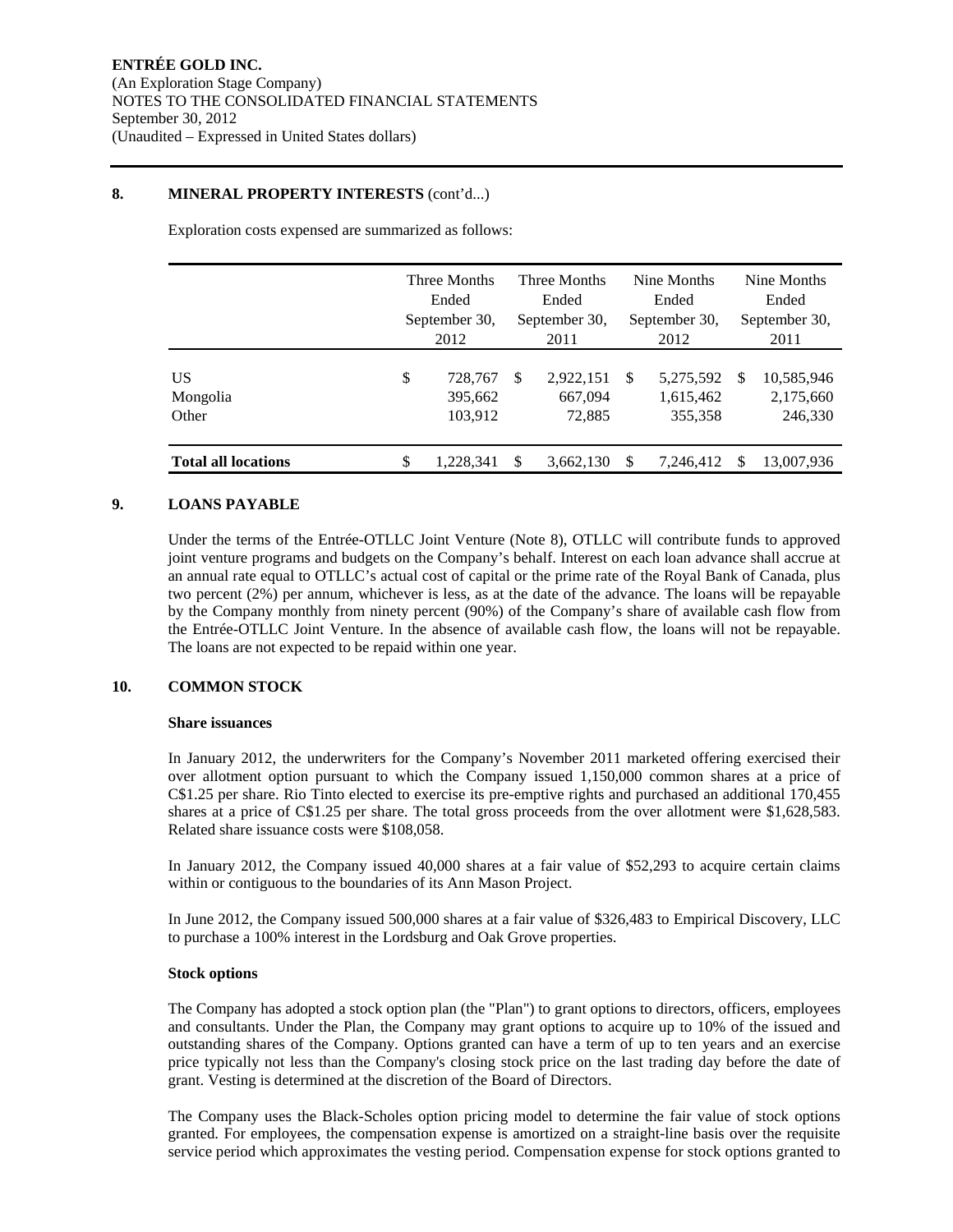**ENTRÉE GOLD INC.**
(An Exploration Stage Company)
NOTES TO THE CONSOLIDATED FINANCIAL STATEMENTS
September 30, 2012
(Unaudited – Expressed in United States dollars)

## 8. MINERAL PROPERTY INTERESTS (cont'd...)

Exploration costs expensed are summarized as follows:

| | Three Months Ended September 30, 2012 | Three Months Ended September 30, 2011 | Nine Months Ended September 30, 2012 | Nine Months Ended September 30, 2011 |
|---|---|---|---|---|
| US | $ 728,767 | $ 2,922,151 | $ 5,275,592 | $ 10,585,946 |
| Mongolia | 395,662 | 667,094 | 1,615,462 | 2,175,660 |
| Other | 103,912 | 72,885 | 355,358 | 246,330 |
| **Total all locations** | $ 1,228,341 | $ 3,662,130 | $ 7,246,412 | $ 13,007,936 |

## 9. LOANS PAYABLE

Under the terms of the Entrée-OTLLC Joint Venture (Note 8), OTLLC will contribute funds to approved joint venture programs and budgets on the Company's behalf. Interest on each loan advance shall accrue at an annual rate equal to OTLLC's actual cost of capital or the prime rate of the Royal Bank of Canada, plus two percent (2%) per annum, whichever is less, as at the date of the advance. The loans will be repayable by the Company monthly from ninety percent (90%) of the Company's share of available cash flow from the Entrée-OTLLC Joint Venture. In the absence of available cash flow, the loans will not be repayable. The loans are not expected to be repaid within one year.

## 10. COMMON STOCK

**Share issuances**

In January 2012, the underwriters for the Company's November 2011 marketed offering exercised their over allotment option pursuant to which the Company issued 1,150,000 common shares at a price of C$1.25 per share. Rio Tinto elected to exercise its pre-emptive rights and purchased an additional 170,455 shares at a price of C$1.25 per share. The total gross proceeds from the over allotment were $1,628,583. Related share issuance costs were $108,058.

In January 2012, the Company issued 40,000 shares at a fair value of $52,293 to acquire certain claims within or contiguous to the boundaries of its Ann Mason Project.

In June 2012, the Company issued 500,000 shares at a fair value of $326,483 to Empirical Discovery, LLC to purchase a 100% interest in the Lordsburg and Oak Grove properties.

**Stock options**

The Company has adopted a stock option plan (the "Plan") to grant options to directors, officers, employees and consultants. Under the Plan, the Company may grant options to acquire up to 10% of the issued and outstanding shares of the Company. Options granted can have a term of up to ten years and an exercise price typically not less than the Company's closing stock price on the last trading day before the date of grant. Vesting is determined at the discretion of the Board of Directors.

The Company uses the Black-Scholes option pricing model to determine the fair value of stock options granted. For employees, the compensation expense is amortized on a straight-line basis over the requisite service period which approximates the vesting period. Compensation expense for stock options granted to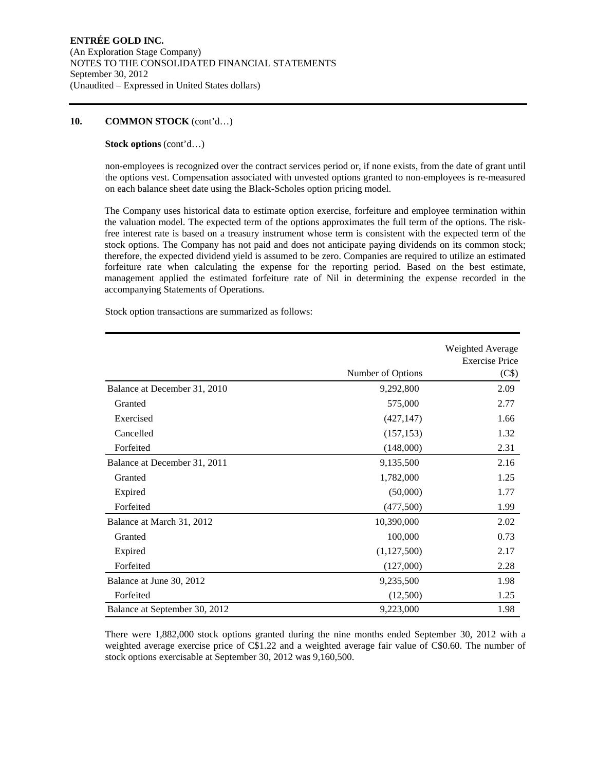## 10. COMMON STOCK (cont'd…)

**Stock options** (cont'd…)

non-employees is recognized over the contract services period or, if none exists, from the date of grant until the options vest. Compensation associated with unvested options granted to non-employees is re-measured on each balance sheet date using the Black-Scholes option pricing model.

The Company uses historical data to estimate option exercise, forfeiture and employee termination within the valuation model. The expected term of the options approximates the full term of the options. The risk-free interest rate is based on a treasury instrument whose term is consistent with the expected term of the stock options. The Company has not paid and does not anticipate paying dividends on its common stock; therefore, the expected dividend yield is assumed to be zero. Companies are required to utilize an estimated forfeiture rate when calculating the expense for the reporting period. Based on the best estimate, management applied the estimated forfeiture rate of Nil in determining the expense recorded in the accompanying Statements of Operations.

Stock option transactions are summarized as follows:

| | Number of Options | Weighted Average Exercise Price (C$) |
|---|---|---|
| Balance at December 31, 2010 | 9,292,800 | 2.09 |
| Granted | 575,000 | 2.77 |
| Exercised | (427,147) | 1.66 |
| Cancelled | (157,153) | 1.32 |
| Forfeited | (148,000) | 2.31 |
| Balance at December 31, 2011 | 9,135,500 | 2.16 |
| Granted | 1,782,000 | 1.25 |
| Expired | (50,000) | 1.77 |
| Forfeited | (477,500) | 1.99 |
| Balance at March 31, 2012 | 10,390,000 | 2.02 |
| Granted | 100,000 | 0.73 |
| Expired | (1,127,500) | 2.17 |
| Forfeited | (127,000) | 2.28 |
| Balance at June 30, 2012 | 9,235,500 | 1.98 |
| Forfeited | (12,500) | 1.25 |
| Balance at September 30, 2012 | 9,223,000 | 1.98 |

There were 1,882,000 stock options granted during the nine months ended September 30, 2012 with a weighted average exercise price of C$1.22 and a weighted average fair value of C$0.60. The number of stock options exercisable at September 30, 2012 was 9,160,500.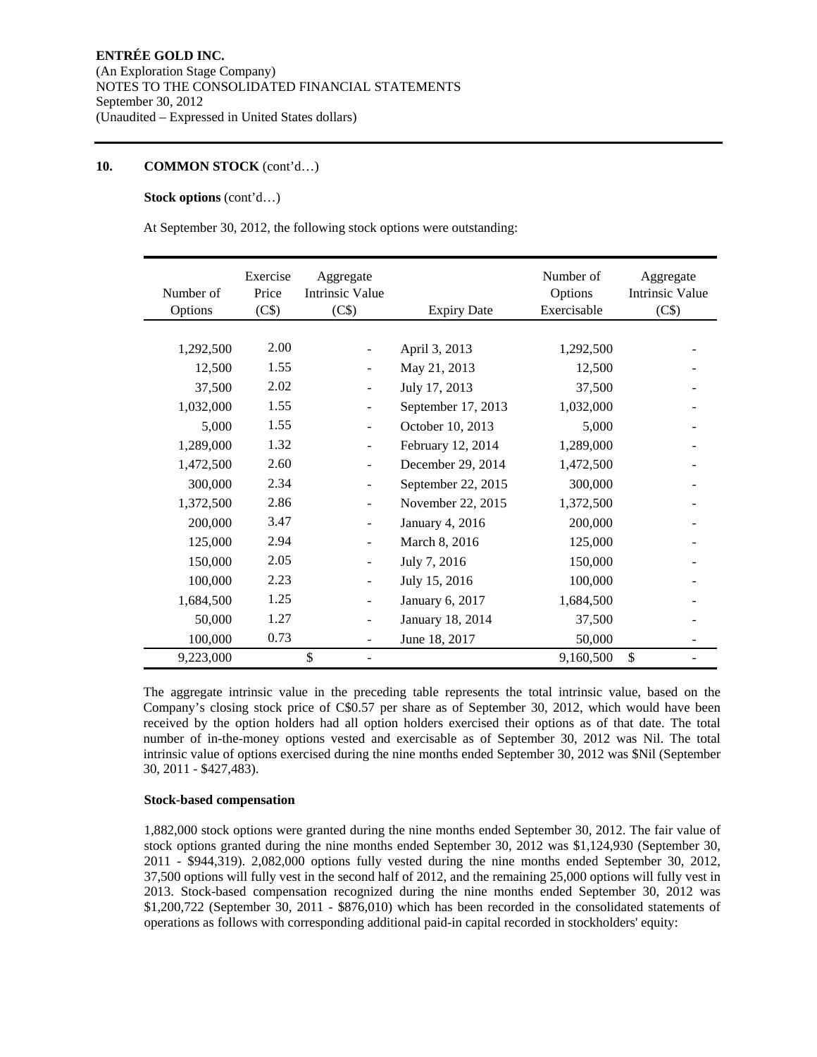**ENTRÉE GOLD INC.**
(An Exploration Stage Company)
NOTES TO THE CONSOLIDATED FINANCIAL STATEMENTS
September 30, 2012
(Unaudited – Expressed in United States dollars)

## 10. COMMON STOCK (cont'd…)

**Stock options** (cont'd…)

At September 30, 2012, the following stock options were outstanding:

| Number of Options | Exercise Price (C$) | Aggregate Intrinsic Value (C$) | Expiry Date | Number of Options Exercisable | Aggregate Intrinsic Value (C$) |
|---|---|---|---|---|---|
| 1,292,500 | 2.00 | - | April 3, 2013 | 1,292,500 | - |
| 12,500 | 1.55 | - | May 21, 2013 | 12,500 | - |
| 37,500 | 2.02 | - | July 17, 2013 | 37,500 | - |
| 1,032,000 | 1.55 | - | September 17, 2013 | 1,032,000 | - |
| 5,000 | 1.55 | - | October 10, 2013 | 5,000 | - |
| 1,289,000 | 1.32 | - | February 12, 2014 | 1,289,000 | - |
| 1,472,500 | 2.60 | - | December 29, 2014 | 1,472,500 | - |
| 300,000 | 2.34 | - | September 22, 2015 | 300,000 | - |
| 1,372,500 | 2.86 | - | November 22, 2015 | 1,372,500 | - |
| 200,000 | 3.47 | - | January 4, 2016 | 200,000 | - |
| 125,000 | 2.94 | - | March 8, 2016 | 125,000 | - |
| 150,000 | 2.05 | - | July 7, 2016 | 150,000 | - |
| 100,000 | 2.23 | - | July 15, 2016 | 100,000 | - |
| 1,684,500 | 1.25 | - | January 6, 2017 | 1,684,500 | - |
| 50,000 | 1.27 | - | January 18, 2014 | 37,500 | - |
| 100,000 | 0.73 | - | June 18, 2017 | 50,000 | - |
| 9,223,000 | | $ - | | 9,160,500 | $ - |

The aggregate intrinsic value in the preceding table represents the total intrinsic value, based on the Company's closing stock price of C$0.57 per share as of September 30, 2012, which would have been received by the option holders had all option holders exercised their options as of that date. The total number of in-the-money options vested and exercisable as of September 30, 2012 was Nil. The total intrinsic value of options exercised during the nine months ended September 30, 2012 was $Nil (September 30, 2011 - $427,483).

**Stock-based compensation**

1,882,000 stock options were granted during the nine months ended September 30, 2012. The fair value of stock options granted during the nine months ended September 30, 2012 was $1,124,930 (September 30, 2011 - $944,319). 2,082,000 options fully vested during the nine months ended September 30, 2012, 37,500 options will fully vest in the second half of 2012, and the remaining 25,000 options will fully vest in 2013. Stock-based compensation recognized during the nine months ended September 30, 2012 was $1,200,722 (September 30, 2011 - $876,010) which has been recorded in the consolidated statements of operations as follows with corresponding additional paid-in capital recorded in stockholders' equity: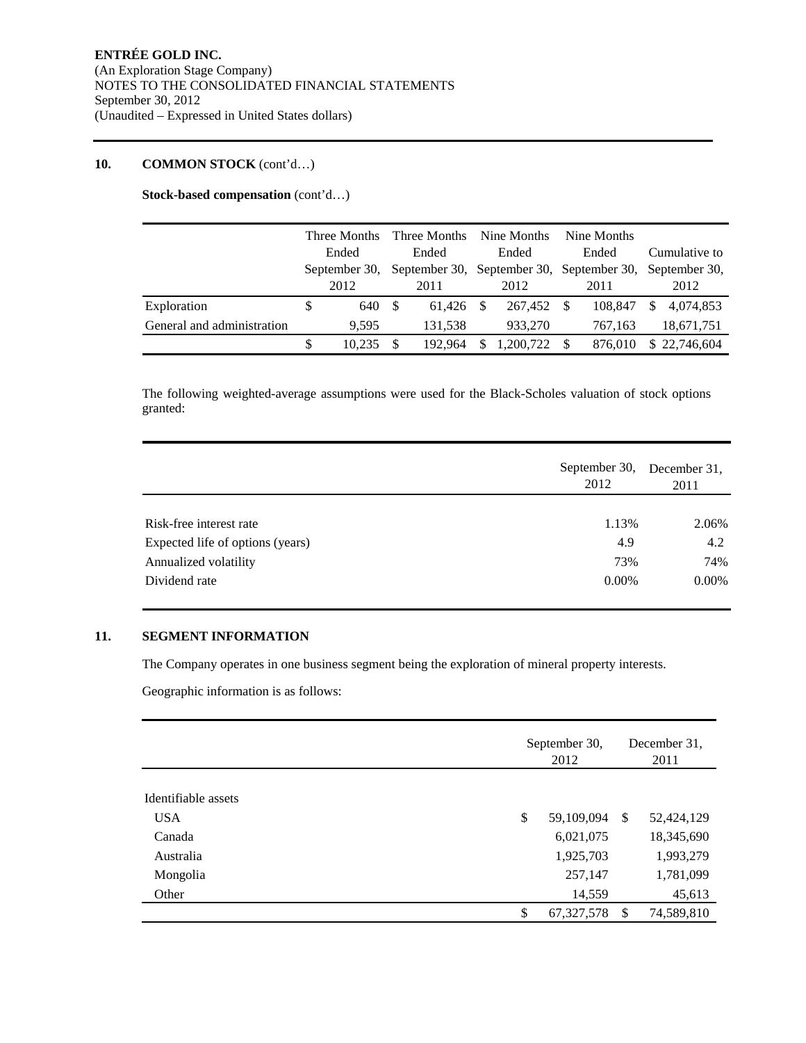## 10. COMMON STOCK (cont'd…)

**Stock-based compensation** (cont'd…)

| | Three Months Ended September 30, 2012 | Three Months Ended September 30, 2011 | Nine Months Ended September 30, 2012 | Nine Months Ended September 30, 2011 | Cumulative to September 30, 2012 |
|---|---|---|---|---|---|
| Exploration | $ 640 | $ 61,426 | $ 267,452 | $ 108,847 | $ 4,074,853 |
| General and administration | 9,595 | 131,538 | 933,270 | 767,163 | 18,671,751 |
| | $ 10,235 | $ 192,964 | $ 1,200,722 | $ 876,010 | $ 22,746,604 |

The following weighted-average assumptions were used for the Black-Scholes valuation of stock options granted:

| | September 30, 2012 | December 31, 2011 |
|---|---|---|
| Risk-free interest rate | 1.13% | 2.06% |
| Expected life of options (years) | 4.9 | 4.2 |
| Annualized volatility | 73% | 74% |
| Dividend rate | 0.00% | 0.00% |

## 11. SEGMENT INFORMATION

The Company operates in one business segment being the exploration of mineral property interests.

Geographic information is as follows:

| | September 30, 2012 | December 31, 2011 |
|---|---|---|
| Identifiable assets | | |
| USA | $ 59,109,094 | $ 52,424,129 |
| Canada | 6,021,075 | 18,345,690 |
| Australia | 1,925,703 | 1,993,279 |
| Mongolia | 257,147 | 1,781,099 |
| Other | 14,559 | 45,613 |
| | $ 67,327,578 | $ 74,589,810 |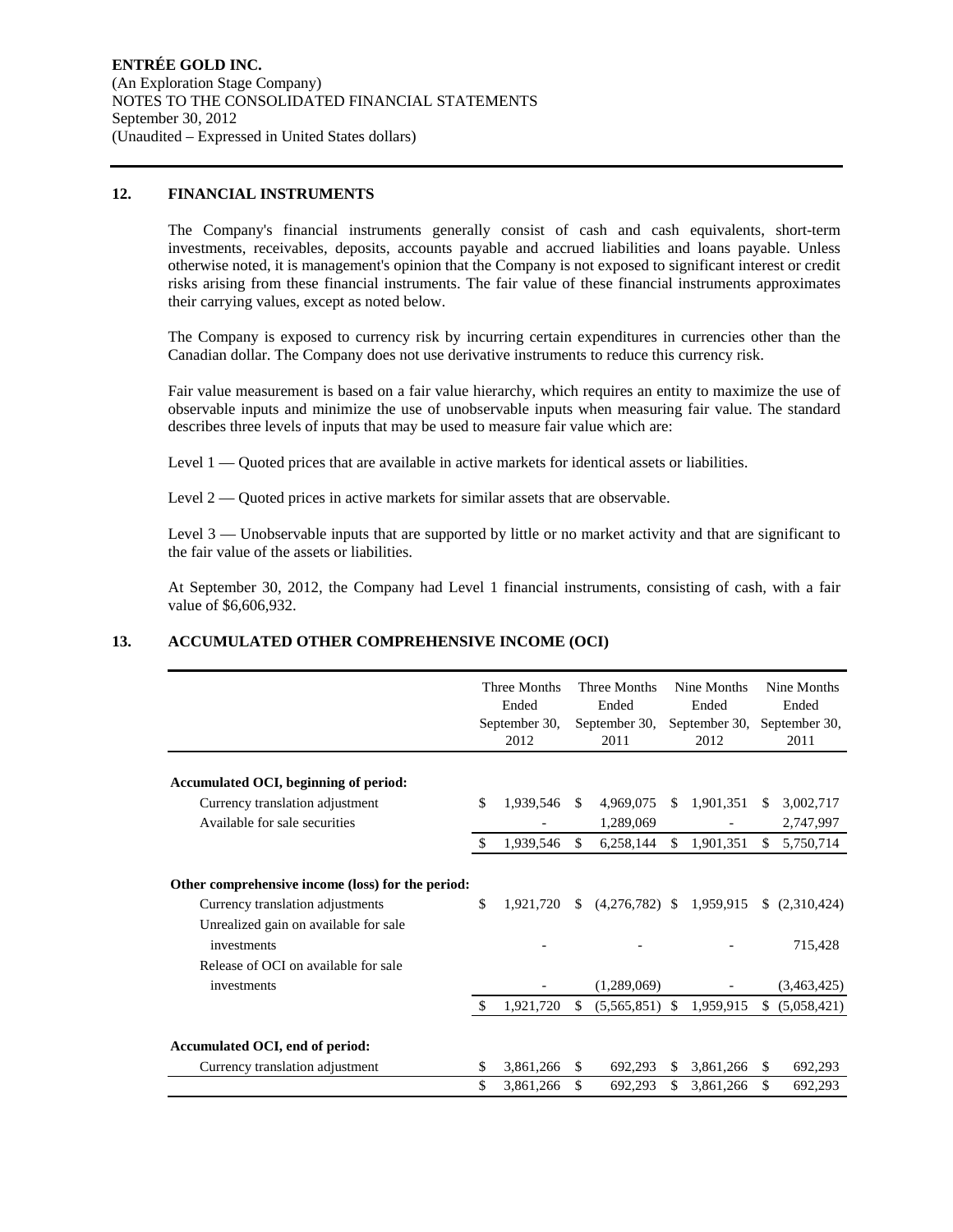**ENTRÉE GOLD INC.**
(An Exploration Stage Company)
NOTES TO THE CONSOLIDATED FINANCIAL STATEMENTS
September 30, 2012
(Unaudited – Expressed in United States dollars)

## 12. FINANCIAL INSTRUMENTS

The Company's financial instruments generally consist of cash and cash equivalents, short-term investments, receivables, deposits, accounts payable and accrued liabilities and loans payable. Unless otherwise noted, it is management's opinion that the Company is not exposed to significant interest or credit risks arising from these financial instruments. The fair value of these financial instruments approximates their carrying values, except as noted below.

The Company is exposed to currency risk by incurring certain expenditures in currencies other than the Canadian dollar. The Company does not use derivative instruments to reduce this currency risk.

Fair value measurement is based on a fair value hierarchy, which requires an entity to maximize the use of observable inputs and minimize the use of unobservable inputs when measuring fair value. The standard describes three levels of inputs that may be used to measure fair value which are:

Level 1 — Quoted prices that are available in active markets for identical assets or liabilities.

Level 2 — Quoted prices in active markets for similar assets that are observable.

Level 3 — Unobservable inputs that are supported by little or no market activity and that are significant to the fair value of the assets or liabilities.

At September 30, 2012, the Company had Level 1 financial instruments, consisting of cash, with a fair value of $6,606,932.

## 13. ACCUMULATED OTHER COMPREHENSIVE INCOME (OCI)

| | Three Months Ended September 30, 2012 | Three Months Ended September 30, 2011 | Nine Months Ended September 30, 2012 | Nine Months Ended September 30, 2011 |
|---|---|---|---|---|
| **Accumulated OCI, beginning of period:** | | | | |
| Currency translation adjustment | $ 1,939,546 | $ 4,969,075 | $ 1,901,351 | $ 3,002,717 |
| Available for sale securities | - | 1,289,069 | - | 2,747,997 |
| | $ 1,939,546 | $ 6,258,144 | $ 1,901,351 | $ 5,750,714 |
| **Other comprehensive income (loss) for the period:** | | | | |
| Currency translation adjustments | $ 1,921,720 | $ (4,276,782) | $ 1,959,915 | $ (2,310,424) |
| Unrealized gain on available for sale investments | - | - | - | 715,428 |
| Release of OCI on available for sale investments | - | (1,289,069) | - | (3,463,425) |
| | $ 1,921,720 | $ (5,565,851) | $ 1,959,915 | $ (5,058,421) |
| **Accumulated OCI, end of period:** | | | | |
| Currency translation adjustment | $ 3,861,266 | $ 692,293 | $ 3,861,266 | $ 692,293 |
| | $ 3,861,266 | $ 692,293 | $ 3,861,266 | $ 692,293 |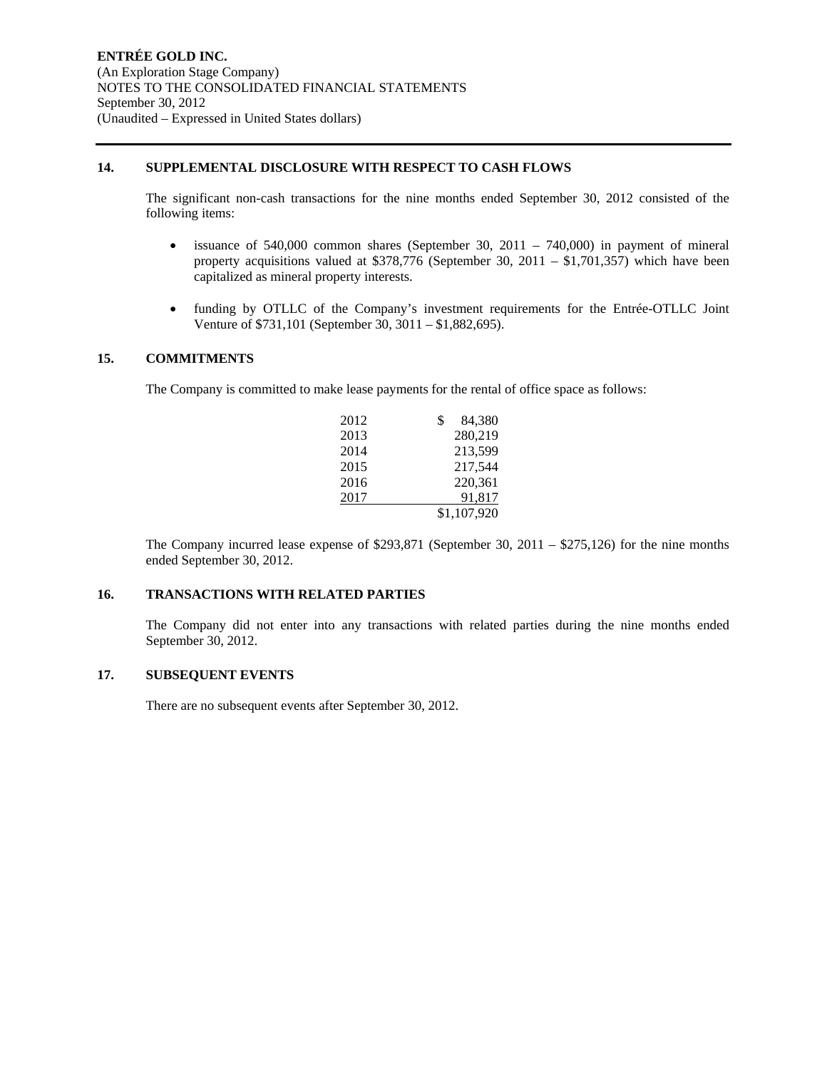## 14. SUPPLEMENTAL DISCLOSURE WITH RESPECT TO CASH FLOWS

The significant non-cash transactions for the nine months ended September 30, 2012 consisted of the following items:

- issuance of 540,000 common shares (September 30, 2011 – 740,000) in payment of mineral property acquisitions valued at $378,776 (September 30, 2011 – $1,701,357) which have been capitalized as mineral property interests.
- funding by OTLLC of the Company's investment requirements for the Entrée-OTLLC Joint Venture of $731,101 (September 30, 3011 – $1,882,695).

## 15. COMMITMENTS

The Company is committed to make lease payments for the rental of office space as follows:

| | |
|---|---|
| 2012 | $ 84,380 |
| 2013 | 280,219 |
| 2014 | 213,599 |
| 2015 | 217,544 |
| 2016 | 220,361 |
| 2017 | 91,817 |
| | $1,107,920 |

The Company incurred lease expense of $293,871 (September 30, 2011 – $275,126) for the nine months ended September 30, 2012.

## 16. TRANSACTIONS WITH RELATED PARTIES

The Company did not enter into any transactions with related parties during the nine months ended September 30, 2012.

## 17. SUBSEQUENT EVENTS

There are no subsequent events after September 30, 2012.